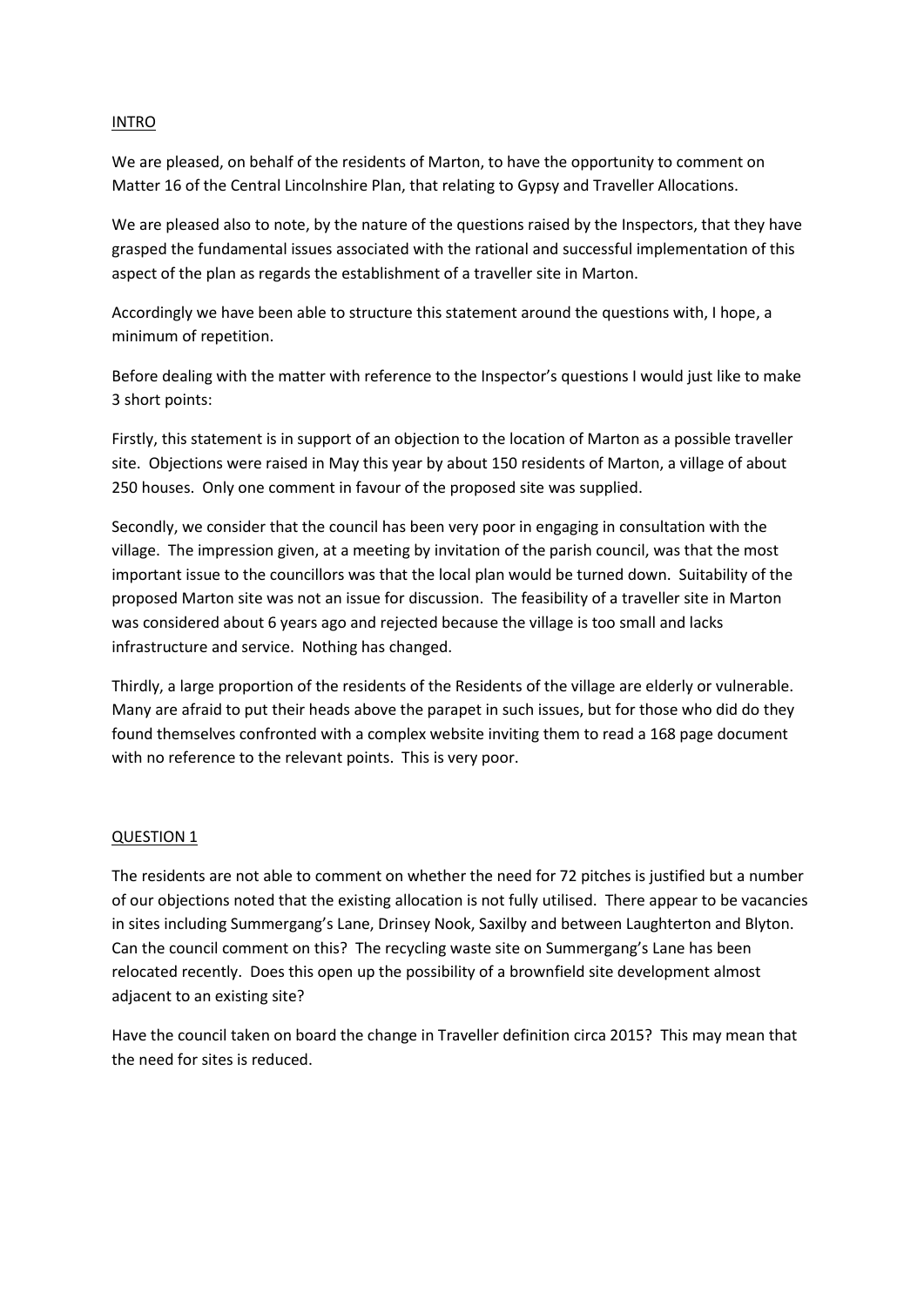## INTRO

We are pleased, on behalf of the residents of Marton, to have the opportunity to comment on Matter 16 of the Central Lincolnshire Plan, that relating to Gypsy and Traveller Allocations.

We are pleased also to note, by the nature of the questions raised by the Inspectors, that they have grasped the fundamental issues associated with the rational and successful implementation of this aspect of the plan as regards the establishment of a traveller site in Marton.

Accordingly we have been able to structure this statement around the questions with, I hope, a minimum of repetition.

Before dealing with the matter with reference to the Inspector's questions I would just like to make 3 short points:

Firstly, this statement is in support of an objection to the location of Marton as a possible traveller site. Objections were raised in May this year by about 150 residents of Marton, a village of about 250 houses. Only one comment in favour of the proposed site was supplied.

Secondly, we consider that the council has been very poor in engaging in consultation with the village. The impression given, at a meeting by invitation of the parish council, was that the most important issue to the councillors was that the local plan would be turned down. Suitability of the proposed Marton site was not an issue for discussion. The feasibility of a traveller site in Marton was considered about 6 years ago and rejected because the village is too small and lacks infrastructure and service. Nothing has changed.

Thirdly, a large proportion of the residents of the Residents of the village are elderly or vulnerable. Many are afraid to put their heads above the parapet in such issues, but for those who did do they found themselves confronted with a complex website inviting them to read a 168 page document with no reference to the relevant points. This is very poor.

## QUESTION 1

The residents are not able to comment on whether the need for 72 pitches is justified but a number of our objections noted that the existing allocation is not fully utilised. There appear to be vacancies in sites including Summergang's Lane, Drinsey Nook, Saxilby and between Laughterton and Blyton. Can the council comment on this? The recycling waste site on Summergang's Lane has been relocated recently. Does this open up the possibility of a brownfield site development almost adjacent to an existing site?

Have the council taken on board the change in Traveller definition circa 2015? This may mean that the need for sites is reduced.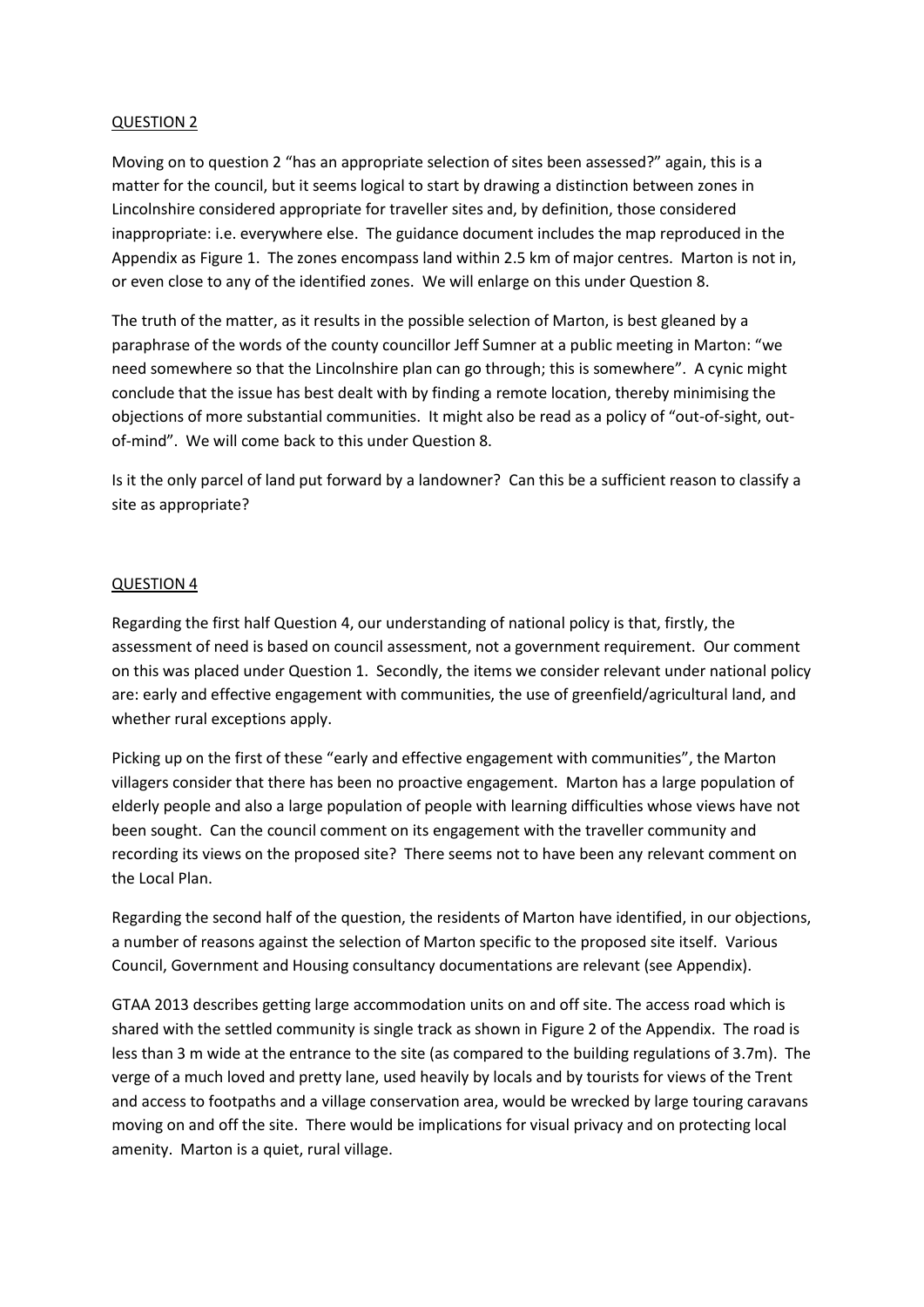QUESTION 2

Moving on to question 2 "has an appropriate selection of sites been assessed?" again, this is a matter for the council, but it seems logical to start by drawing a distinction between zones in Lincolnshire considered appropriate for traveller sites and, by definition, those considered inappropriate: i.e. everywhere else. The guidance document includes the map reproduced in the Appendix as Figure 1. The zones encompass land within 2.5 km of major centres. Marton is not in, or even close to any of the identified zones. We will enlarge on this under Question 8.

The truth of the matter, as it results in the possible selection of Marton, is best gleaned by a paraphrase of the words of the county councillor Jeff Sumner at a public meeting in Marton: "we need somewhere so that the Lincolnshire plan can go through; this is somewhere". A cynic might conclude that the issue has best dealt with by finding a remote location, thereby minimising the objections of more substantial communities. It might also be read as a policy of "out-of-sight, out-of-mind". We will come back to this under Question 8.

Is it the only parcel of land put forward by a landowner? Can this be a sufficient reason to classify a site as appropriate?

QUESTION 4

Regarding the first half Question 4, our understanding of national policy is that, firstly, the assessment of need is based on council assessment, not a government requirement. Our comment on this was placed under Question 1. Secondly, the items we consider relevant under national policy are: early and effective engagement with communities, the use of greenfield/agricultural land, and whether rural exceptions apply.

Picking up on the first of these "early and effective engagement with communities", the Marton villagers consider that there has been no proactive engagement. Marton has a large population of elderly people and also a large population of people with learning difficulties whose views have not been sought. Can the council comment on its engagement with the traveller community and recording its views on the proposed site? There seems not to have been any relevant comment on the Local Plan.

Regarding the second half of the question, the residents of Marton have identified, in our objections, a number of reasons against the selection of Marton specific to the proposed site itself. Various Council, Government and Housing consultancy documentations are relevant (see Appendix).

GTAA 2013 describes getting large accommodation units on and off site. The access road which is shared with the settled community is single track as shown in Figure 2 of the Appendix. The road is less than 3 m wide at the entrance to the site (as compared to the building regulations of 3.7m). The verge of a much loved and pretty lane, used heavily by locals and by tourists for views of the Trent and access to footpaths and a village conservation area, would be wrecked by large touring caravans moving on and off the site. There would be implications for visual privacy and on protecting local amenity. Marton is a quiet, rural village.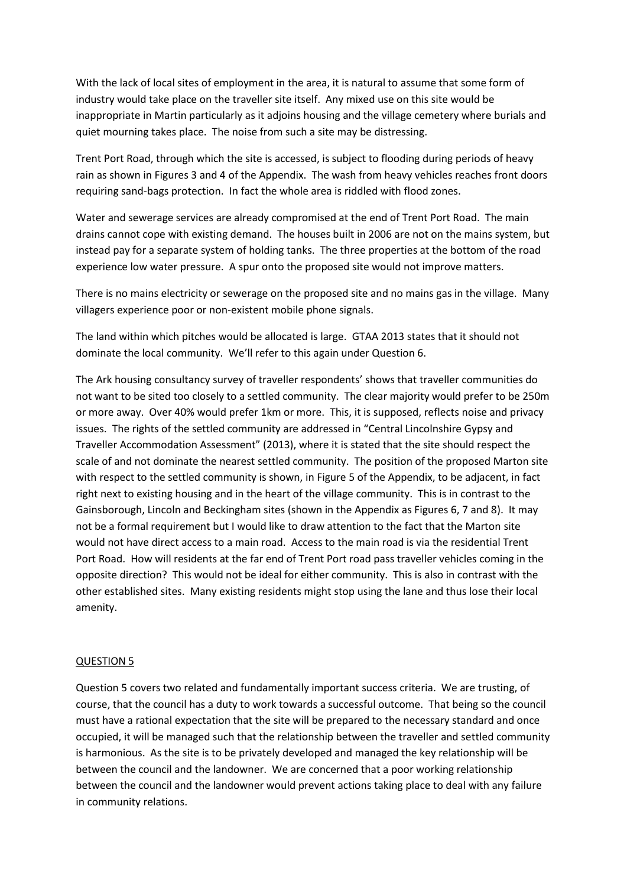With the lack of local sites of employment in the area, it is natural to assume that some form of industry would take place on the traveller site itself. Any mixed use on this site would be inappropriate in Martin particularly as it adjoins housing and the village cemetery where burials and quiet mourning takes place. The noise from such a site may be distressing.

Trent Port Road, through which the site is accessed, is subject to flooding during periods of heavy rain as shown in Figures 3 and 4 of the Appendix. The wash from heavy vehicles reaches front doors requiring sand-bags protection. In fact the whole area is riddled with flood zones.

Water and sewerage services are already compromised at the end of Trent Port Road. The main drains cannot cope with existing demand. The houses built in 2006 are not on the mains system, but instead pay for a separate system of holding tanks. The three properties at the bottom of the road experience low water pressure. A spur onto the proposed site would not improve matters.

There is no mains electricity or sewerage on the proposed site and no mains gas in the village. Many villagers experience poor or non-existent mobile phone signals.

The land within which pitches would be allocated is large. GTAA 2013 states that it should not dominate the local community. We'll refer to this again under Question 6.

The Ark housing consultancy survey of traveller respondents' shows that traveller communities do not want to be sited too closely to a settled community. The clear majority would prefer to be 250m or more away. Over 40% would prefer 1km or more. This, it is supposed, reflects noise and privacy issues. The rights of the settled community are addressed in "Central Lincolnshire Gypsy and Traveller Accommodation Assessment" (2013), where it is stated that the site should respect the scale of and not dominate the nearest settled community. The position of the proposed Marton site with respect to the settled community is shown, in Figure 5 of the Appendix, to be adjacent, in fact right next to existing housing and in the heart of the village community. This is in contrast to the Gainsborough, Lincoln and Beckingham sites (shown in the Appendix as Figures 6, 7 and 8). It may not be a formal requirement but I would like to draw attention to the fact that the Marton site would not have direct access to a main road. Access to the main road is via the residential Trent Port Road. How will residents at the far end of Trent Port road pass traveller vehicles coming in the opposite direction? This would not be ideal for either community. This is also in contrast with the other established sites. Many existing residents might stop using the lane and thus lose their local amenity.

## QUESTION 5

Question 5 covers two related and fundamentally important success criteria. We are trusting, of course, that the council has a duty to work towards a successful outcome. That being so the council must have a rational expectation that the site will be prepared to the necessary standard and once occupied, it will be managed such that the relationship between the traveller and settled community is harmonious. As the site is to be privately developed and managed the key relationship will be between the council and the landowner. We are concerned that a poor working relationship between the council and the landowner would prevent actions taking place to deal with any failure in community relations.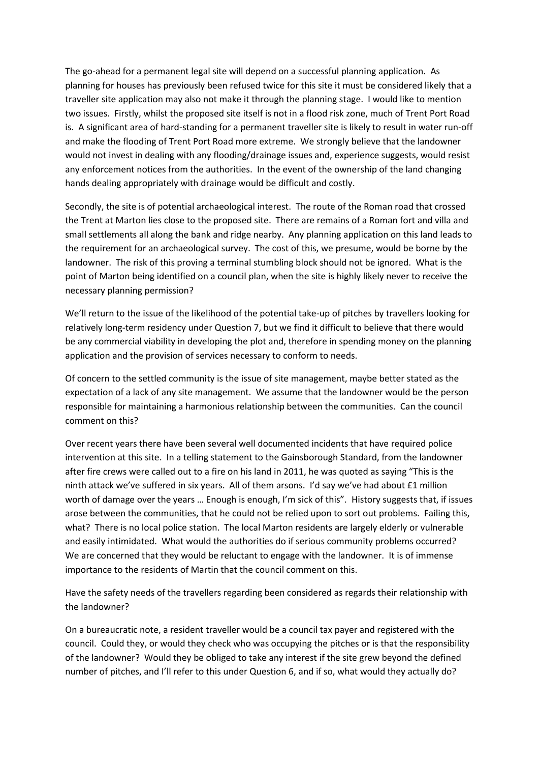The go-ahead for a permanent legal site will depend on a successful planning application. As planning for houses has previously been refused twice for this site it must be considered likely that a traveller site application may also not make it through the planning stage. I would like to mention two issues. Firstly, whilst the proposed site itself is not in a flood risk zone, much of Trent Port Road is. A significant area of hard-standing for a permanent traveller site is likely to result in water run-off and make the flooding of Trent Port Road more extreme. We strongly believe that the landowner would not invest in dealing with any flooding/drainage issues and, experience suggests, would resist any enforcement notices from the authorities. In the event of the ownership of the land changing hands dealing appropriately with drainage would be difficult and costly.

Secondly, the site is of potential archaeological interest. The route of the Roman road that crossed the Trent at Marton lies close to the proposed site. There are remains of a Roman fort and villa and small settlements all along the bank and ridge nearby. Any planning application on this land leads to the requirement for an archaeological survey. The cost of this, we presume, would be borne by the landowner. The risk of this proving a terminal stumbling block should not be ignored. What is the point of Marton being identified on a council plan, when the site is highly likely never to receive the necessary planning permission?

We'll return to the issue of the likelihood of the potential take-up of pitches by travellers looking for relatively long-term residency under Question 7, but we find it difficult to believe that there would be any commercial viability in developing the plot and, therefore in spending money on the planning application and the provision of services necessary to conform to needs.

Of concern to the settled community is the issue of site management, maybe better stated as the expectation of a lack of any site management. We assume that the landowner would be the person responsible for maintaining a harmonious relationship between the communities. Can the council comment on this?

Over recent years there have been several well documented incidents that have required police intervention at this site. In a telling statement to the Gainsborough Standard, from the landowner after fire crews were called out to a fire on his land in 2011, he was quoted as saying "This is the ninth attack we've suffered in six years. All of them arsons. I'd say we've had about £1 million worth of damage over the years … Enough is enough, I'm sick of this". History suggests that, if issues arose between the communities, that he could not be relied upon to sort out problems. Failing this, what? There is no local police station. The local Marton residents are largely elderly or vulnerable and easily intimidated. What would the authorities do if serious community problems occurred? We are concerned that they would be reluctant to engage with the landowner. It is of immense importance to the residents of Martin that the council comment on this.

Have the safety needs of the travellers regarding been considered as regards their relationship with the landowner?

On a bureaucratic note, a resident traveller would be a council tax payer and registered with the council. Could they, or would they check who was occupying the pitches or is that the responsibility of the landowner? Would they be obliged to take any interest if the site grew beyond the defined number of pitches, and I'll refer to this under Question 6, and if so, what would they actually do?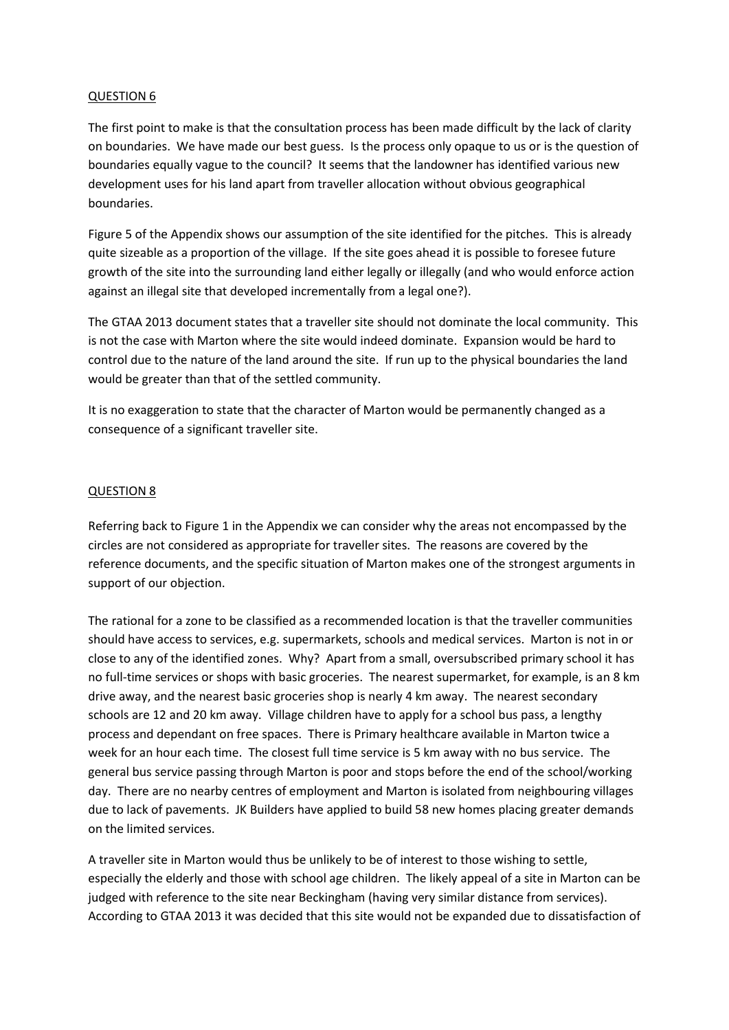QUESTION 6

The first point to make is that the consultation process has been made difficult by the lack of clarity on boundaries. We have made our best guess. Is the process only opaque to us or is the question of boundaries equally vague to the council? It seems that the landowner has identified various new development uses for his land apart from traveller allocation without obvious geographical boundaries.

Figure 5 of the Appendix shows our assumption of the site identified for the pitches. This is already quite sizeable as a proportion of the village. If the site goes ahead it is possible to foresee future growth of the site into the surrounding land either legally or illegally (and who would enforce action against an illegal site that developed incrementally from a legal one?).

The GTAA 2013 document states that a traveller site should not dominate the local community. This is not the case with Marton where the site would indeed dominate. Expansion would be hard to control due to the nature of the land around the site. If run up to the physical boundaries the land would be greater than that of the settled community.

It is no exaggeration to state that the character of Marton would be permanently changed as a consequence of a significant traveller site.

QUESTION 8

Referring back to Figure 1 in the Appendix we can consider why the areas not encompassed by the circles are not considered as appropriate for traveller sites. The reasons are covered by the reference documents, and the specific situation of Marton makes one of the strongest arguments in support of our objection.

The rational for a zone to be classified as a recommended location is that the traveller communities should have access to services, e.g. supermarkets, schools and medical services. Marton is not in or close to any of the identified zones. Why? Apart from a small, oversubscribed primary school it has no full-time services or shops with basic groceries. The nearest supermarket, for example, is an 8 km drive away, and the nearest basic groceries shop is nearly 4 km away. The nearest secondary schools are 12 and 20 km away. Village children have to apply for a school bus pass, a lengthy process and dependant on free spaces. There is Primary healthcare available in Marton twice a week for an hour each time. The closest full time service is 5 km away with no bus service. The general bus service passing through Marton is poor and stops before the end of the school/working day. There are no nearby centres of employment and Marton is isolated from neighbouring villages due to lack of pavements. JK Builders have applied to build 58 new homes placing greater demands on the limited services.

A traveller site in Marton would thus be unlikely to be of interest to those wishing to settle, especially the elderly and those with school age children. The likely appeal of a site in Marton can be judged with reference to the site near Beckingham (having very similar distance from services). According to GTAA 2013 it was decided that this site would not be expanded due to dissatisfaction of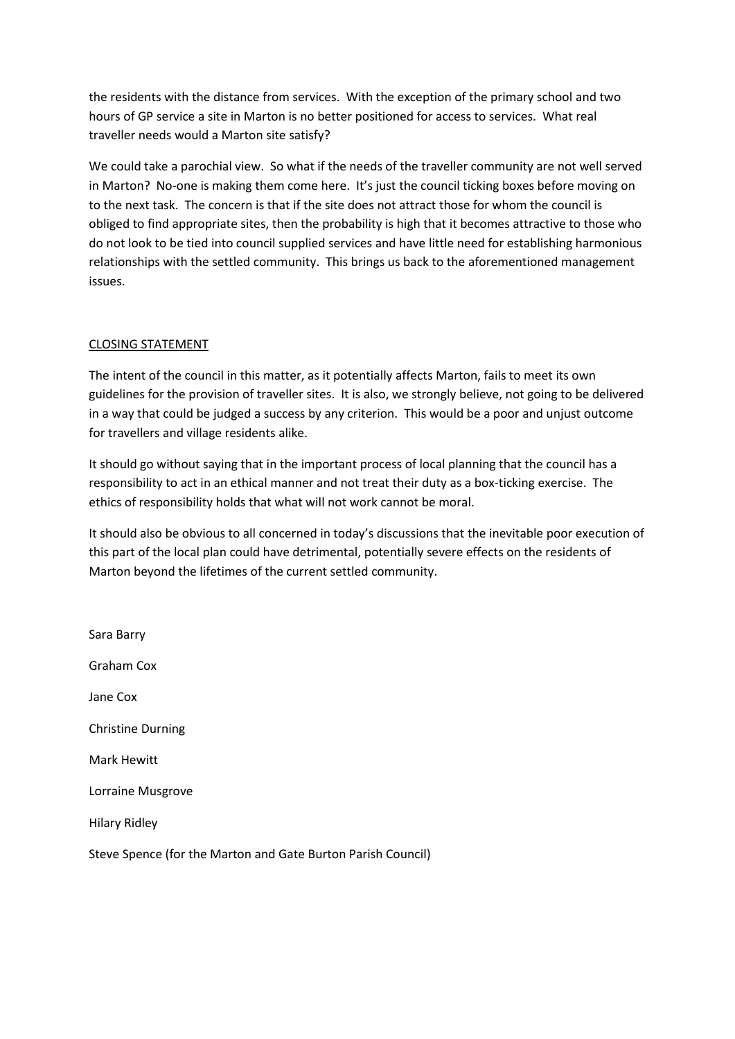the residents with the distance from services. With the exception of the primary school and two hours of GP service a site in Marton is no better positioned for access to services. What real traveller needs would a Marton site satisfy?

We could take a parochial view. So what if the needs of the traveller community are not well served in Marton? No-one is making them come here. It's just the council ticking boxes before moving on to the next task. The concern is that if the site does not attract those for whom the council is obliged to find appropriate sites, then the probability is high that it becomes attractive to those who do not look to be tied into council supplied services and have little need for establishing harmonious relationships with the settled community. This brings us back to the aforementioned management issues.

## CLOSING STATEMENT

The intent of the council in this matter, as it potentially affects Marton, fails to meet its own guidelines for the provision of traveller sites. It is also, we strongly believe, not going to be delivered in a way that could be judged a success by any criterion. This would be a poor and unjust outcome for travellers and village residents alike.

It should go without saying that in the important process of local planning that the council has a responsibility to act in an ethical manner and not treat their duty as a box-ticking exercise. The ethics of responsibility holds that what will not work cannot be moral.

It should also be obvious to all concerned in today's discussions that the inevitable poor execution of this part of the local plan could have detrimental, potentially severe effects on the residents of Marton beyond the lifetimes of the current settled community.

Sara Barry

Graham Cox

Jane Cox

Christine Durning

Mark Hewitt

Lorraine Musgrove

Hilary Ridley

Steve Spence (for the Marton and Gate Burton Parish Council)